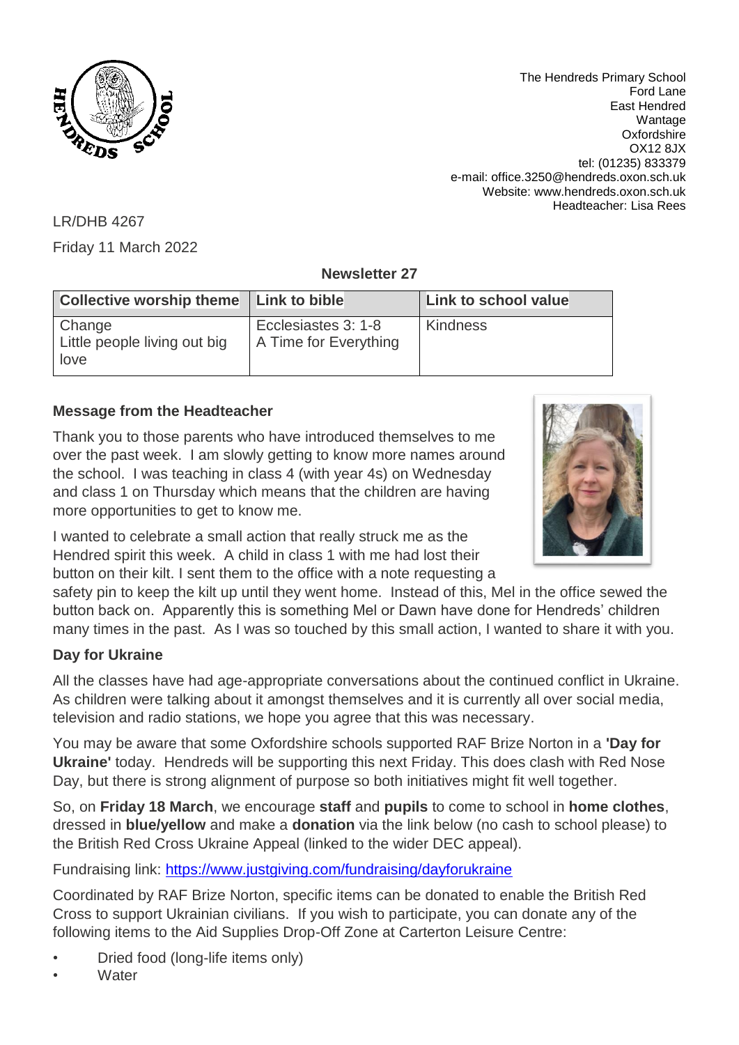The Hendreds Primary School
Ford Lane
East Hendred
Wantage
Oxfordshire
OX12 8JX
tel: (01235) 833379
e-mail: office.3250@hendreds.oxon.sch.uk
Website: www.hendreds.oxon.sch.uk
Headteacher: Lisa Rees

LR/DHB 4267

Friday 11 March 2022

**Newsletter 27**

| Collective worship theme | Link to bible | Link to school value |
| --- | --- | --- |
| Change<br>Little people living out big love | Ecclesiastes 3: 1-8<br>A Time for Everything | Kindness |

### Message from the Headteacher

Thank you to those parents who have introduced themselves to me over the past week. I am slowly getting to know more names around the school. I was teaching in class 4 (with year 4s) on Wednesday and class 1 on Thursday which means that the children are having more opportunities to get to know me.

I wanted to celebrate a small action that really struck me as the Hendred spirit this week. A child in class 1 with me had lost their button on their kilt. I sent them to the office with a note requesting a safety pin to keep the kilt up until they went home. Instead of this, Mel in the office sewed the button back on. Apparently this is something Mel or Dawn have done for Hendreds' children many times in the past. As I was so touched by this small action, I wanted to share it with you.

### Day for Ukraine

All the classes have had age-appropriate conversations about the continued conflict in Ukraine. As children were talking about it amongst themselves and it is currently all over social media, television and radio stations, we hope you agree that this was necessary.

You may be aware that some Oxfordshire schools supported RAF Brize Norton in a **'Day for Ukraine'** today. Hendreds will be supporting this next Friday. This does clash with Red Nose Day, but there is strong alignment of purpose so both initiatives might fit well together.

So, on **Friday 18 March**, we encourage **staff** and **pupils** to come to school in **home clothes**, dressed in **blue/yellow** and make a **donation** via the link below (no cash to school please) to the British Red Cross Ukraine Appeal (linked to the wider DEC appeal).

Fundraising link: https://www.justgiving.com/fundraising/dayforukraine

Coordinated by RAF Brize Norton, specific items can be donated to enable the British Red Cross to support Ukrainian civilians. If you wish to participate, you can donate any of the following items to the Aid Supplies Drop-Off Zone at Carterton Leisure Centre:

- Dried food (long-life items only)
- Water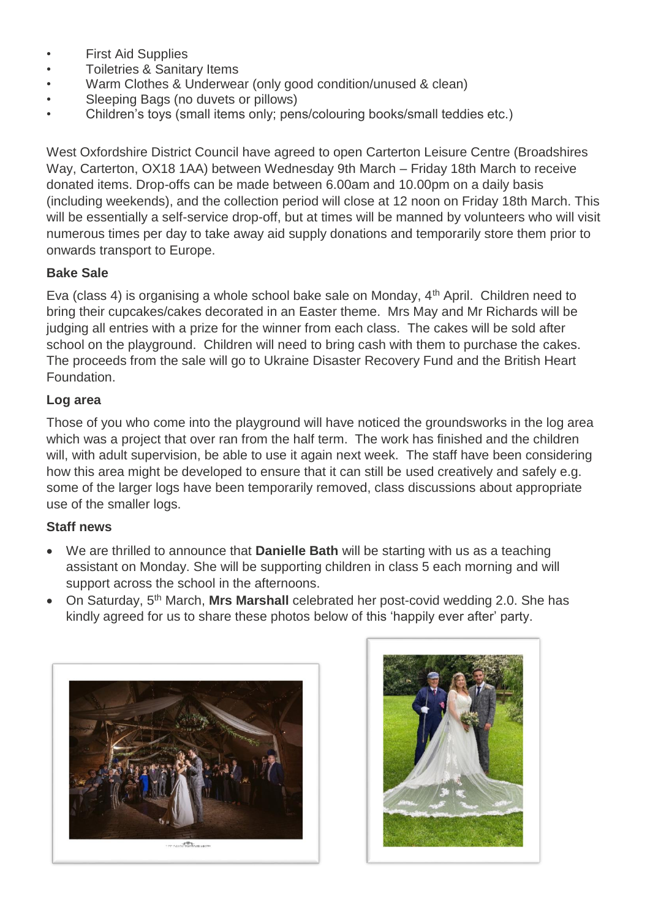- First Aid Supplies
- Toiletries & Sanitary Items
- Warm Clothes & Underwear (only good condition/unused & clean)
- Sleeping Bags (no duvets or pillows)
- Children's toys (small items only; pens/colouring books/small teddies etc.)

West Oxfordshire District Council have agreed to open Carterton Leisure Centre (Broadshires Way, Carterton, OX18 1AA) between Wednesday 9th March – Friday 18th March to receive donated items. Drop-offs can be made between 6.00am and 10.00pm on a daily basis (including weekends), and the collection period will close at 12 noon on Friday 18th March. This will be essentially a self-service drop-off, but at times will be manned by volunteers who will visit numerous times per day to take away aid supply donations and temporarily store them prior to onwards transport to Europe.

**Bake Sale**

Eva (class 4) is organising a whole school bake sale on Monday, 4th April. Children need to bring their cupcakes/cakes decorated in an Easter theme. Mrs May and Mr Richards will be judging all entries with a prize for the winner from each class. The cakes will be sold after school on the playground. Children will need to bring cash with them to purchase the cakes. The proceeds from the sale will go to Ukraine Disaster Recovery Fund and the British Heart Foundation.

**Log area**

Those of you who come into the playground will have noticed the groundsworks in the log area which was a project that over ran from the half term. The work has finished and the children will, with adult supervision, be able to use it again next week. The staff have been considering how this area might be developed to ensure that it can still be used creatively and safely e.g. some of the larger logs have been temporarily removed, class discussions about appropriate use of the smaller logs.

**Staff news**

- We are thrilled to announce that **Danielle Bath** will be starting with us as a teaching assistant on Monday. She will be supporting children in class 5 each morning and will support across the school in the afternoons.
- On Saturday, 5th March, **Mrs Marshall** celebrated her post-covid wedding 2.0. She has kindly agreed for us to share these photos below of this 'happily ever after' party.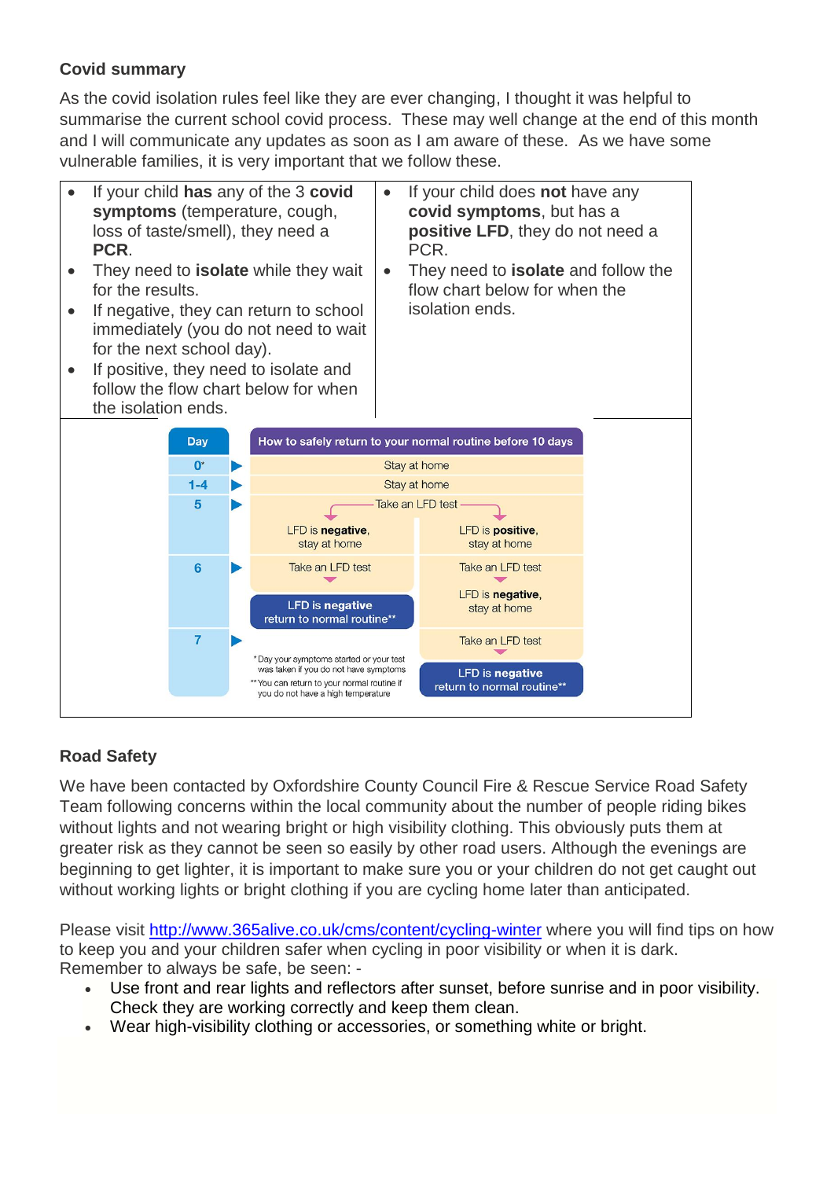**Covid summary**

As the covid isolation rules feel like they are ever changing, I thought it was helpful to summarise the current school covid process. These may well change at the end of this month and I will communicate any updates as soon as I am aware of these. As we have some vulnerable families, it is very important that we follow these.

| | |
|---|---|
| • If your child **has** any of the 3 **covid symptoms** (temperature, cough, loss of taste/smell), they need a **PCR**.<br>• They need to **isolate** while they wait for the results.<br>• If negative, they can return to school immediately (you do not need to wait for the next school day).<br>• If positive, they need to isolate and follow the flow chart below for when the isolation ends. | • If your child does **not** have any **covid symptoms**, but has a **positive LFD**, they do not need a PCR.<br>• They need to **isolate** and follow the flow chart below for when the isolation ends. |

Day

How to safely return to your normal routine before 10 days

0* Stay at home

1-4 Stay at home

5 Take an LFD test

LFD is **negative**, stay at home

LFD is **positive**, stay at home

6 Take an LFD test

Take an LFD test

**LFD is negative** return to normal routine**

LFD is **negative**, stay at home

7 Take an LFD test

**LFD is negative** return to normal routine**

* Day your symptoms started or your test was taken if you do not have symptoms

** You can return to your normal routine if you do not have a high temperature

**Road Safety**

We have been contacted by Oxfordshire County Council Fire & Rescue Service Road Safety Team following concerns within the local community about the number of people riding bikes without lights and not wearing bright or high visibility clothing. This obviously puts them at greater risk as they cannot be seen so easily by other road users. Although the evenings are beginning to get lighter, it is important to make sure you or your children do not get caught out without working lights or bright clothing if you are cycling home later than anticipated.

Please visit http://www.365alive.co.uk/cms/content/cycling-winter where you will find tips on how to keep you and your children safer when cycling in poor visibility or when it is dark. Remember to always be safe, be seen: -

- Use front and rear lights and reflectors after sunset, before sunrise and in poor visibility. Check they are working correctly and keep them clean.
- Wear high-visibility clothing or accessories, or something white or bright.